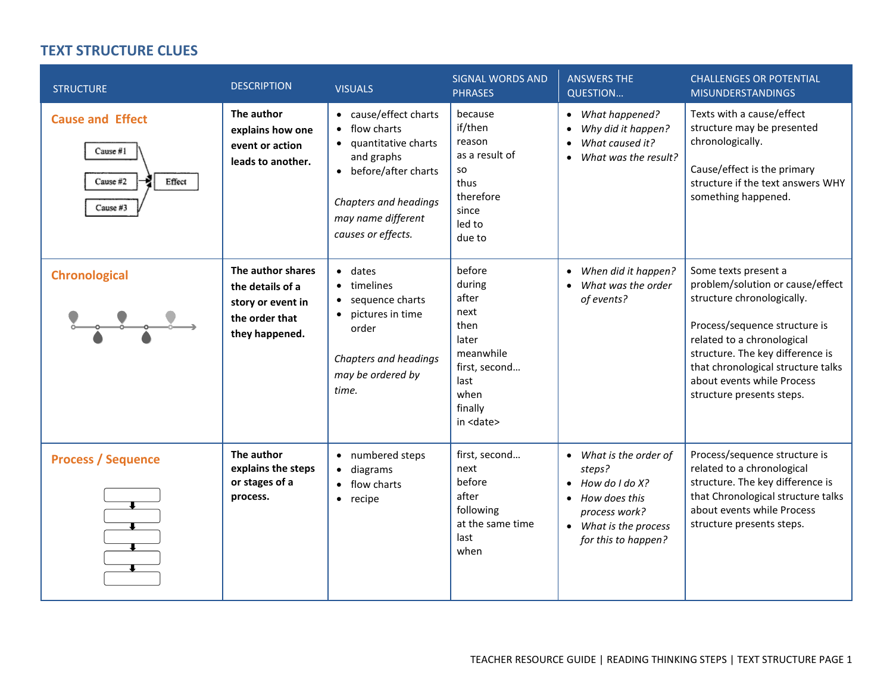## TEXT STRUCTURE CLUES

| STRUCTURE | DESCRIPTION | VISUALS | SIGNAL WORDS AND PHRASES | ANSWERS THE QUESTION… | CHALLENGES OR POTENTIAL MISUNDERSTANDINGS |
|---|---|---|---|---|---|
| **Cause and Effect** | **The author explains how one event or action leads to another.** | • cause/effect charts<br>• flow charts<br>• quantitative charts and graphs<br>• before/after charts<br><br>*Chapters and headings may name different causes or effects.* | because<br>if/then<br>reason<br>as a result of<br>so<br>thus<br>therefore<br>since<br>led to<br>due to | • *What happened?*<br>• *Why did it happen?*<br>• *What caused it?*<br>• *What was the result?* | Texts with a cause/effect structure may be presented chronologically.<br><br>Cause/effect is the primary structure if the text answers WHY something happened. |
| **Chronological** | **The author shares the details of a story or event in the order that they happened.** | • dates<br>• timelines<br>• sequence charts<br>• pictures in time order<br><br>*Chapters and headings may be ordered by time.* | before<br>during<br>after<br>next<br>then<br>later<br>meanwhile<br>first, second…<br>last<br>when<br>finally<br>in <date> | • *When did it happen?*<br>• *What was the order of events?* | Some texts present a problem/solution or cause/effect structure chronologically.<br><br>Process/sequence structure is related to a chronological structure. The key difference is that chronological structure talks about events while Process structure presents steps. |
| **Process / Sequence** | **The author explains the steps or stages of a process.** | • numbered steps<br>• diagrams<br>• flow charts<br>• recipe | first, second…<br>next<br>before<br>after<br>following<br>at the same time<br>last<br>when | • *What is the order of steps?*<br>• *How do I do X?*<br>• *How does this process work?*<br>• *What is the process for this to happen?* | Process/sequence structure is related to a chronological structure. The key difference is that Chronological structure talks about events while Process structure presents steps. |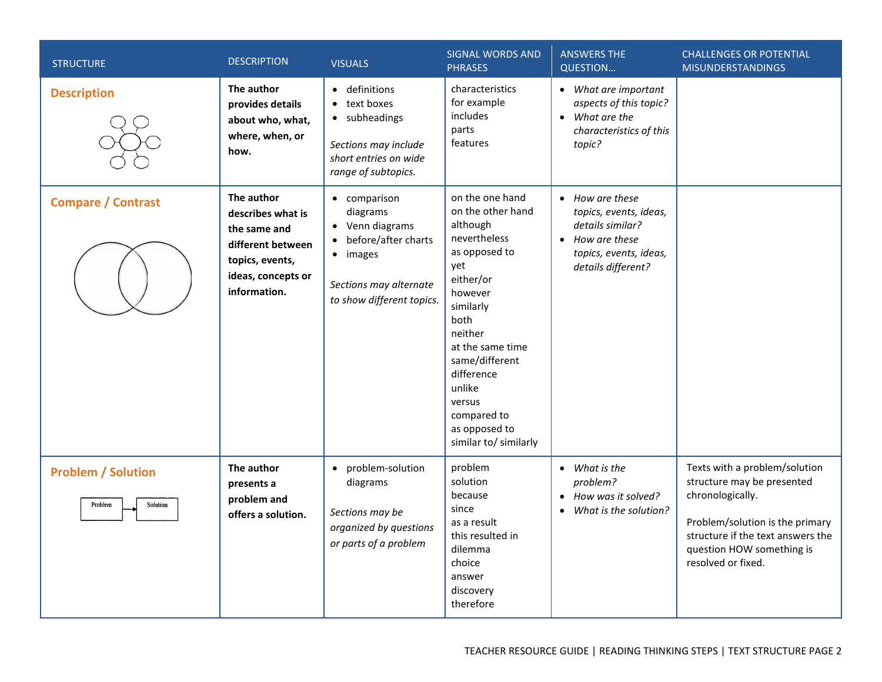| STRUCTURE | DESCRIPTION | VISUALS | SIGNAL WORDS AND PHRASES | ANSWERS THE QUESTION… | CHALLENGES OR POTENTIAL MISUNDERSTANDINGS |
|---|---|---|---|---|---|
| **Description** | **The author provides details about who, what, where, when, or how.** | • definitions<br>• text boxes<br>• subheadings<br><br>*Sections may include short entries on wide range of subtopics.* | characteristics<br>for example<br>includes<br>parts<br>features | • *What are important aspects of this topic?*<br>• *What are the characteristics of this topic?* | |
| **Compare / Contrast** | **The author describes what is the same and different between topics, events, ideas, concepts or information.** | • comparison diagrams<br>• Venn diagrams<br>• before/after charts<br>• images<br><br>*Sections may alternate to show different topics.* | on the one hand<br>on the other hand<br>although<br>nevertheless<br>as opposed to<br>yet<br>either/or<br>however<br>similarly<br>both<br>neither<br>at the same time<br>same/different<br>difference<br>unlike<br>versus<br>compared to<br>as opposed to<br>similar to/ similarly | • *How are these topics, events, ideas, details similar?*<br>• *How are these topics, events, ideas, details different?* | |
| **Problem / Solution**<br><br>Problem → Solution | **The author presents a problem and offers a solution.** | • problem-solution diagrams<br><br>*Sections may be organized by questions or parts of a problem* | problem<br>solution<br>because<br>since<br>as a result<br>this resulted in<br>dilemma<br>choice<br>answer<br>discovery<br>therefore | • *What is the problem?*<br>• *How was it solved?*<br>• *What is the solution?* | Texts with a problem/solution structure may be presented chronologically.<br><br>Problem/solution is the primary structure if the text answers the question HOW something is resolved or fixed. |